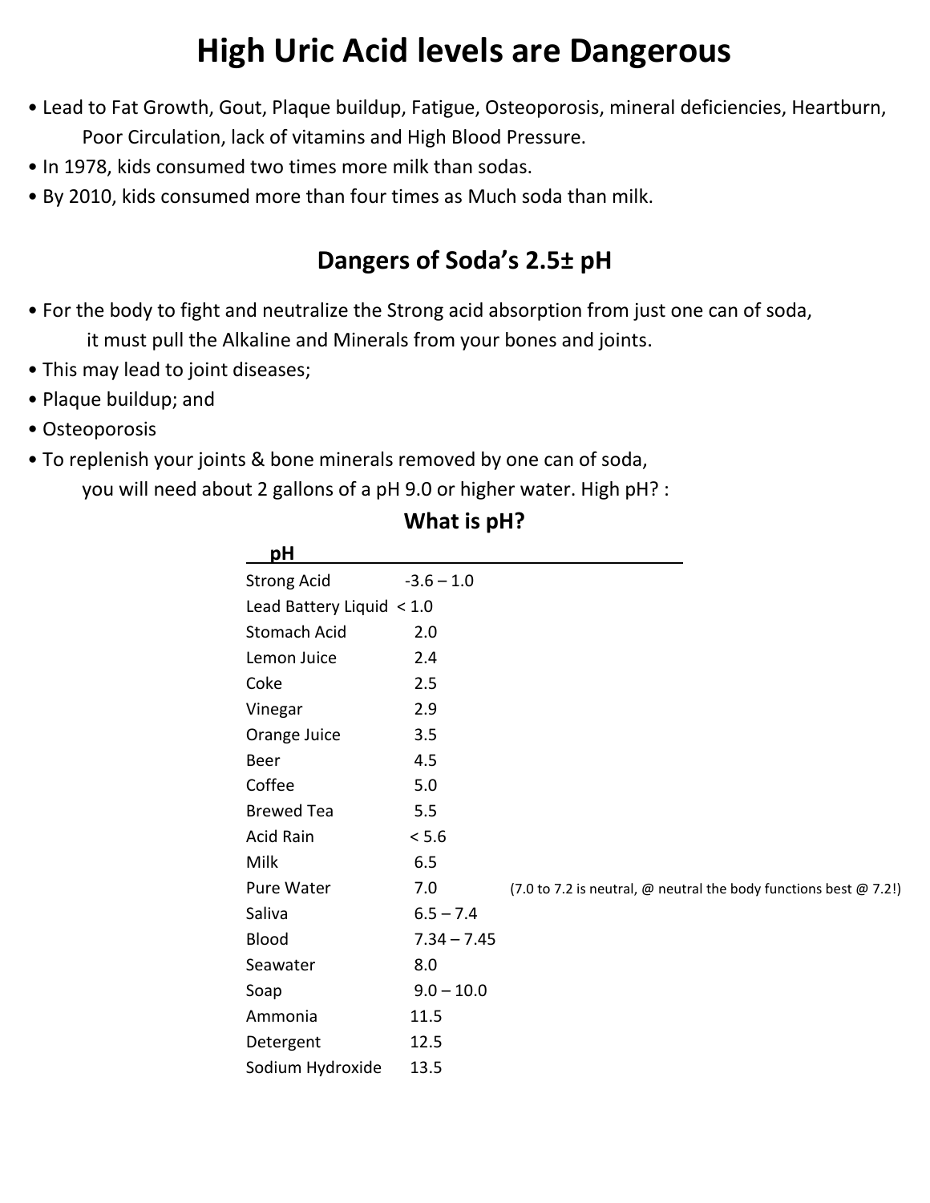# High Uric Acid levels are Dangerous

- Lead to Fat Growth, Gout, Plaque buildup, Fatigue, Osteoporosis, mineral deficiencies, Heartburn, Poor Circulation, lack of vitamins and High Blood Pressure.
- In 1978, kids consumed two times more milk than sodas.
- By 2010, kids consumed more than four times as Much soda than milk.

## Dangers of Soda's 2.5± pH

- For the body to fight and neutralize the Strong acid absorption from just one can of soda, it must pull the Alkaline and Minerals from your bones and joints.
- This may lead to joint diseases;
- Plaque buildup; and
- Osteoporosis
- To replenish your joints & bone minerals removed by one can of soda, you will need about 2 gallons of a pH 9.0 or higher water. High pH? :

### What is pH?

| pH | | |
|---|---|---|
| Strong Acid | -3.6 – 1.0 | |
| Lead Battery Liquid | < 1.0 | |
| Stomach Acid | 2.0 | |
| Lemon Juice | 2.4 | |
| Coke | 2.5 | |
| Vinegar | 2.9 | |
| Orange Juice | 3.5 | |
| Beer | 4.5 | |
| Coffee | 5.0 | |
| Brewed Tea | 5.5 | |
| Acid Rain | < 5.6 | |
| Milk | 6.5 | |
| Pure Water | 7.0 | (7.0 to 7.2 is neutral, @ neutral the body functions best @ 7.2!) |
| Saliva | 6.5 – 7.4 | |
| Blood | 7.34 – 7.45 | |
| Seawater | 8.0 | |
| Soap | 9.0 – 10.0 | |
| Ammonia | 11.5 | |
| Detergent | 12.5 | |
| Sodium Hydroxide | 13.5 | |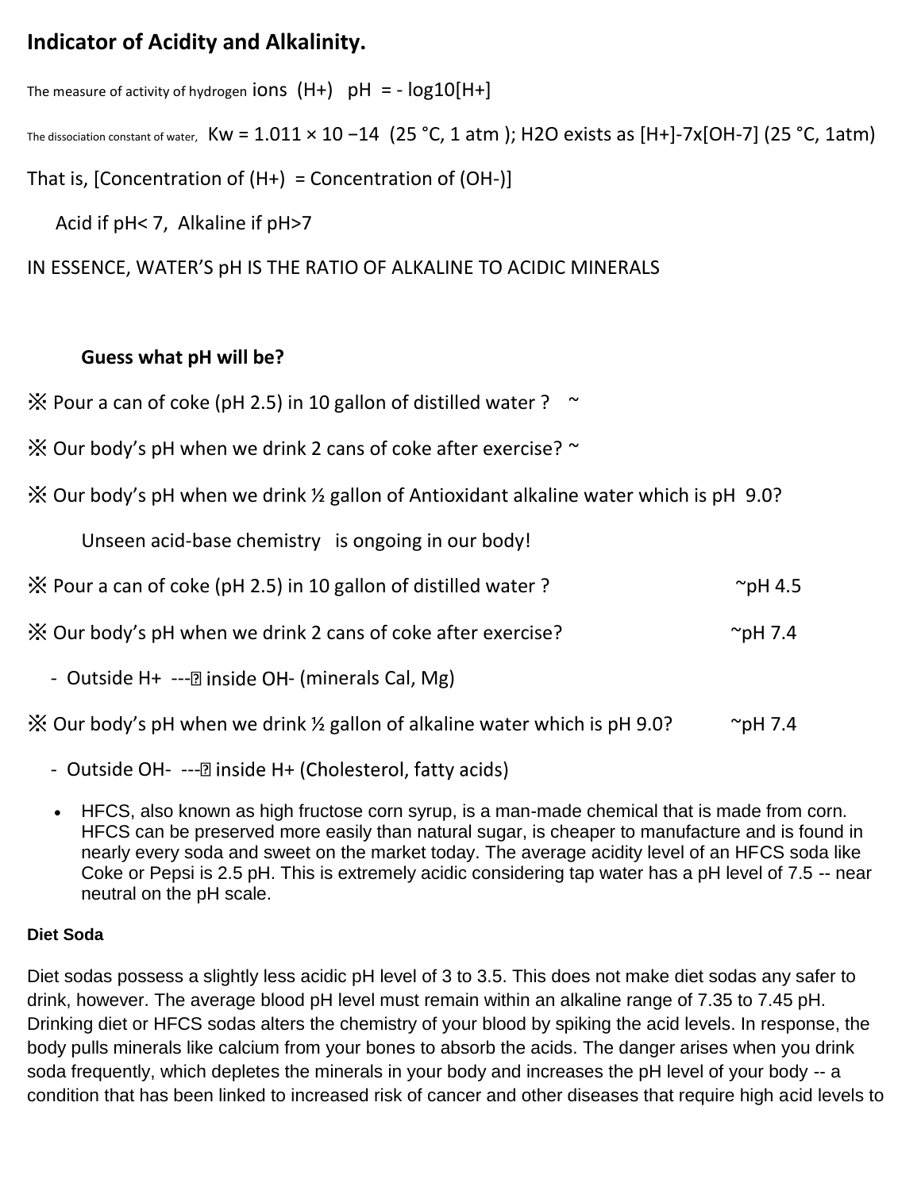# Indicator of Acidity and Alkalinity.

The measure of activity of hydrogen ions (H+) $pH = -\log10[H+]$

The dissociation constant of water, $Kw = 1.011 \times 10^{-14}$ (25 °C, 1 atm ); $H_2O$ exists as $[H+]^{-7} \times [OH^{-7}]$ (25 °C, 1atm)

That is, [Concentration of (H+) = Concentration of (OH-)]

Acid if pH< 7, Alkaline if pH>7

IN ESSENCE, WATER'S pH IS THE RATIO OF ALKALINE TO ACIDIC MINERALS

**Guess what pH will be?**

※ Pour a can of coke (pH 2.5) in 10 gallon of distilled water ? ~

※ Our body's pH when we drink 2 cans of coke after exercise? ~

※ Our body's pH when we drink ½ gallon of Antioxidant alkaline water which is pH 9.0?

Unseen acid-base chemistry is ongoing in our body!

※ Pour a can of coke (pH 2.5) in 10 gallon of distilled water ? ~pH 4.5

※ Our body's pH when we drink 2 cans of coke after exercise? ~pH 7.4

- Outside H+ ---→ inside OH- (minerals Cal, Mg)

※ Our body's pH when we drink ½ gallon of alkaline water which is pH 9.0? ~pH 7.4

- Outside OH- ---→ inside H+ (Cholesterol, fatty acids)

- HFCS, also known as high fructose corn syrup, is a man-made chemical that is made from corn. HFCS can be preserved more easily than natural sugar, is cheaper to manufacture and is found in nearly every soda and sweet on the market today. The average acidity level of an HFCS soda like Coke or Pepsi is 2.5 pH. This is extremely acidic considering tap water has a pH level of 7.5 -- near neutral on the pH scale.

**Diet Soda**

Diet sodas possess a slightly less acidic pH level of 3 to 3.5. This does not make diet sodas any safer to drink, however. The average blood pH level must remain within an alkaline range of 7.35 to 7.45 pH. Drinking diet or HFCS sodas alters the chemistry of your blood by spiking the acid levels. In response, the body pulls minerals like calcium from your bones to absorb the acids. The danger arises when you drink soda frequently, which depletes the minerals in your body and increases the pH level of your body -- a condition that has been linked to increased risk of cancer and other diseases that require high acid levels to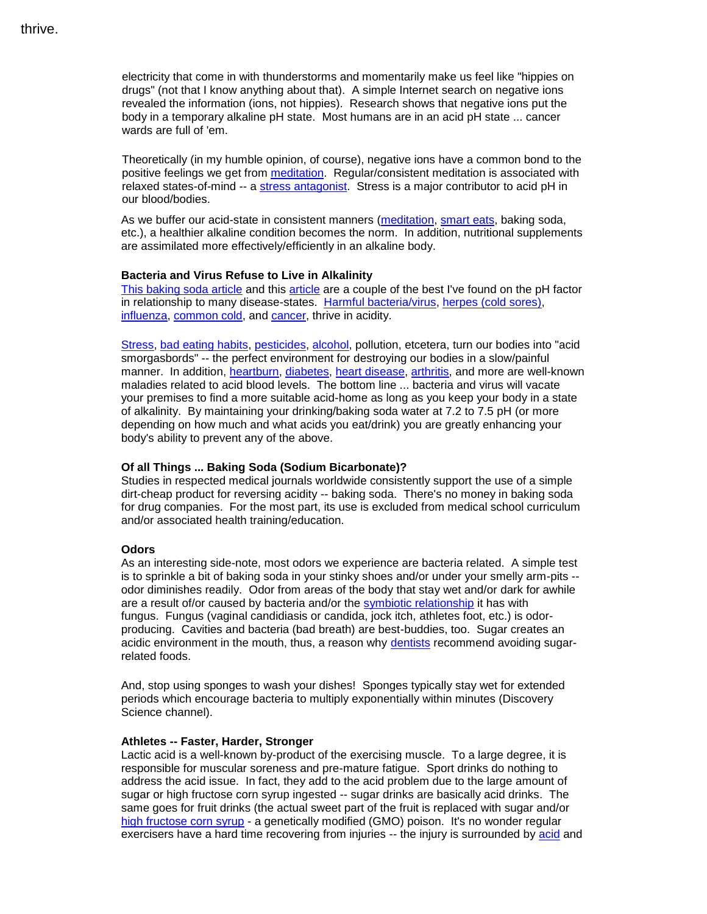thrive.

electricity that come in with thunderstorms and momentarily make us feel like "hippies on drugs" (not that I know anything about that). A simple Internet search on negative ions revealed the information (ions, not hippies). Research shows that negative ions put the body in a temporary alkaline pH state. Most humans are in an acid pH state ... cancer wards are full of 'em.

Theoretically (in my humble opinion, of course), negative ions have a common bond to the positive feelings we get from meditation. Regular/consistent meditation is associated with relaxed states-of-mind -- a stress antagonist. Stress is a major contributor to acid pH in our blood/bodies.

As we buffer our acid-state in consistent manners (meditation, smart eats, baking soda, etc.), a healthier alkaline condition becomes the norm. In addition, nutritional supplements are assimilated more effectively/efficiently in an alkaline body.

**Bacteria and Virus Refuse to Live in Alkalinity**
This baking soda article and this article are a couple of the best I've found on the pH factor in relationship to many disease-states. Harmful bacteria/virus, herpes (cold sores), influenza, common cold, and cancer, thrive in acidity.

Stress, bad eating habits, pesticides, alcohol, pollution, etcetera, turn our bodies into "acid smorgasbords" -- the perfect environment for destroying our bodies in a slow/painful manner. In addition, heartburn, diabetes, heart disease, arthritis, and more are well-known maladies related to acid blood levels. The bottom line ... bacteria and virus will vacate your premises to find a more suitable acid-home as long as you keep your body in a state of alkalinity. By maintaining your drinking/baking soda water at 7.2 to 7.5 pH (or more depending on how much and what acids you eat/drink) you are greatly enhancing your body's ability to prevent any of the above.

**Of all Things ... Baking Soda (Sodium Bicarbonate)?**
Studies in respected medical journals worldwide consistently support the use of a simple dirt-cheap product for reversing acidity -- baking soda. There's no money in baking soda for drug companies. For the most part, its use is excluded from medical school curriculum and/or associated health training/education.

**Odors**
As an interesting side-note, most odors we experience are bacteria related. A simple test is to sprinkle a bit of baking soda in your stinky shoes and/or under your smelly arm-pits -- odor diminishes readily. Odor from areas of the body that stay wet and/or dark for awhile are a result of/or caused by bacteria and/or the symbiotic relationship it has with fungus. Fungus (vaginal candidiasis or candida, jock itch, athletes foot, etc.) is odor-producing. Cavities and bacteria (bad breath) are best-buddies, too. Sugar creates an acidic environment in the mouth, thus, a reason why dentists recommend avoiding sugar-related foods.

And, stop using sponges to wash your dishes! Sponges typically stay wet for extended periods which encourage bacteria to multiply exponentially within minutes (Discovery Science channel).

**Athletes -- Faster, Harder, Stronger**
Lactic acid is a well-known by-product of the exercising muscle. To a large degree, it is responsible for muscular soreness and pre-mature fatigue. Sport drinks do nothing to address the acid issue. In fact, they add to the acid problem due to the large amount of sugar or high fructose corn syrup ingested -- sugar drinks are basically acid drinks. The same goes for fruit drinks (the actual sweet part of the fruit is replaced with sugar and/or high fructose corn syrup - a genetically modified (GMO) poison. It's no wonder regular exercisers have a hard time recovering from injuries -- the injury is surrounded by acid and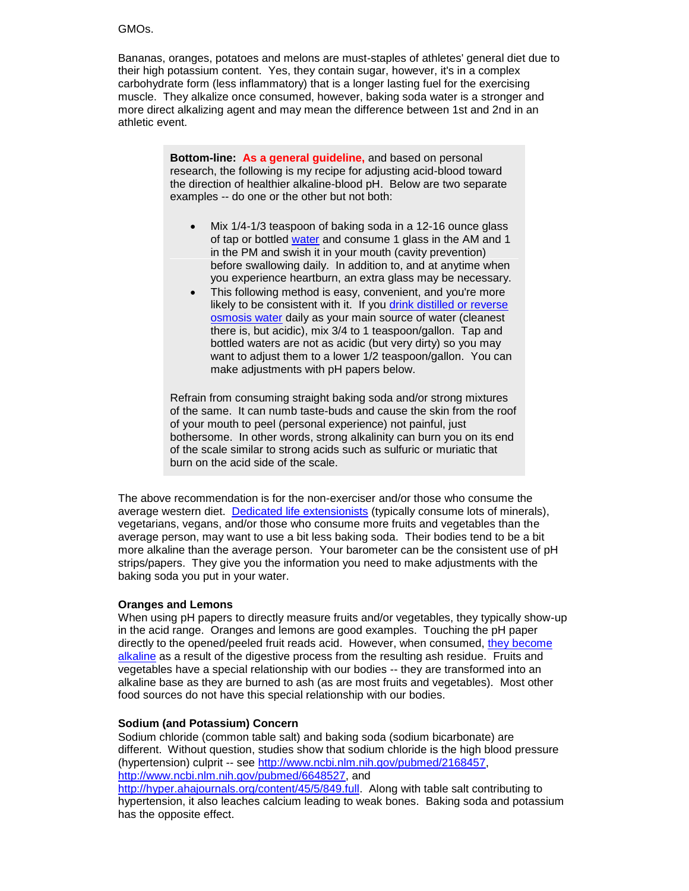GMOs.

Bananas, oranges, potatoes and melons are must-staples of athletes' general diet due to their high potassium content. Yes, they contain sugar, however, it's in a complex carbohydrate form (less inflammatory) that is a longer lasting fuel for the exercising muscle. They alkalize once consumed, however, baking soda water is a stronger and more direct alkalizing agent and may mean the difference between 1st and 2nd in an athletic event.

> **Bottom-line:** **As a general guideline,** and based on personal research, the following is my recipe for adjusting acid-blood toward the direction of healthier alkaline-blood pH. Below are two separate examples -- do one or the other but not both:
>
> - Mix 1/4-1/3 teaspoon of baking soda in a 12-16 ounce glass of tap or bottled water and consume 1 glass in the AM and 1 in the PM and swish it in your mouth (cavity prevention) before swallowing daily. In addition to, and at anytime when you experience heartburn, an extra glass may be necessary.
> - This following method is easy, convenient, and you're more likely to be consistent with it. If you drink distilled or reverse osmosis water daily as your main source of water (cleanest there is, but acidic), mix 3/4 to 1 teaspoon/gallon. Tap and bottled waters are not as acidic (but very dirty) so you may want to adjust them to a lower 1/2 teaspoon/gallon. You can make adjustments with pH papers below.
>
> Refrain from consuming straight baking soda and/or strong mixtures of the same. It can numb taste-buds and cause the skin from the roof of your mouth to peel (personal experience) not painful, just bothersome. In other words, strong alkalinity can burn you on its end of the scale similar to strong acids such as sulfuric or muriatic that burn on the acid side of the scale.

The above recommendation is for the non-exerciser and/or those who consume the average western diet. Dedicated life extensionists (typically consume lots of minerals), vegetarians, vegans, and/or those who consume more fruits and vegetables than the average person, may want to use a bit less baking soda. Their bodies tend to be a bit more alkaline than the average person. Your barometer can be the consistent use of pH strips/papers. They give you the information you need to make adjustments with the baking soda you put in your water.

**Oranges and Lemons**

When using pH papers to directly measure fruits and/or vegetables, they typically show-up in the acid range. Oranges and lemons are good examples. Touching the pH paper directly to the opened/peeled fruit reads acid. However, when consumed, they become alkaline as a result of the digestive process from the resulting ash residue. Fruits and vegetables have a special relationship with our bodies -- they are transformed into an alkaline base as they are burned to ash (as are most fruits and vegetables). Most other food sources do not have this special relationship with our bodies.

**Sodium (and Potassium) Concern**

Sodium chloride (common table salt) and baking soda (sodium bicarbonate) are different. Without question, studies show that sodium chloride is the high blood pressure (hypertension) culprit -- see http://www.ncbi.nlm.nih.gov/pubmed/2168457, http://www.ncbi.nlm.nih.gov/pubmed/6648527, and http://hyper.ahajournals.org/content/45/5/849.full. Along with table salt contributing to hypertension, it also leaches calcium leading to weak bones. Baking soda and potassium has the opposite effect.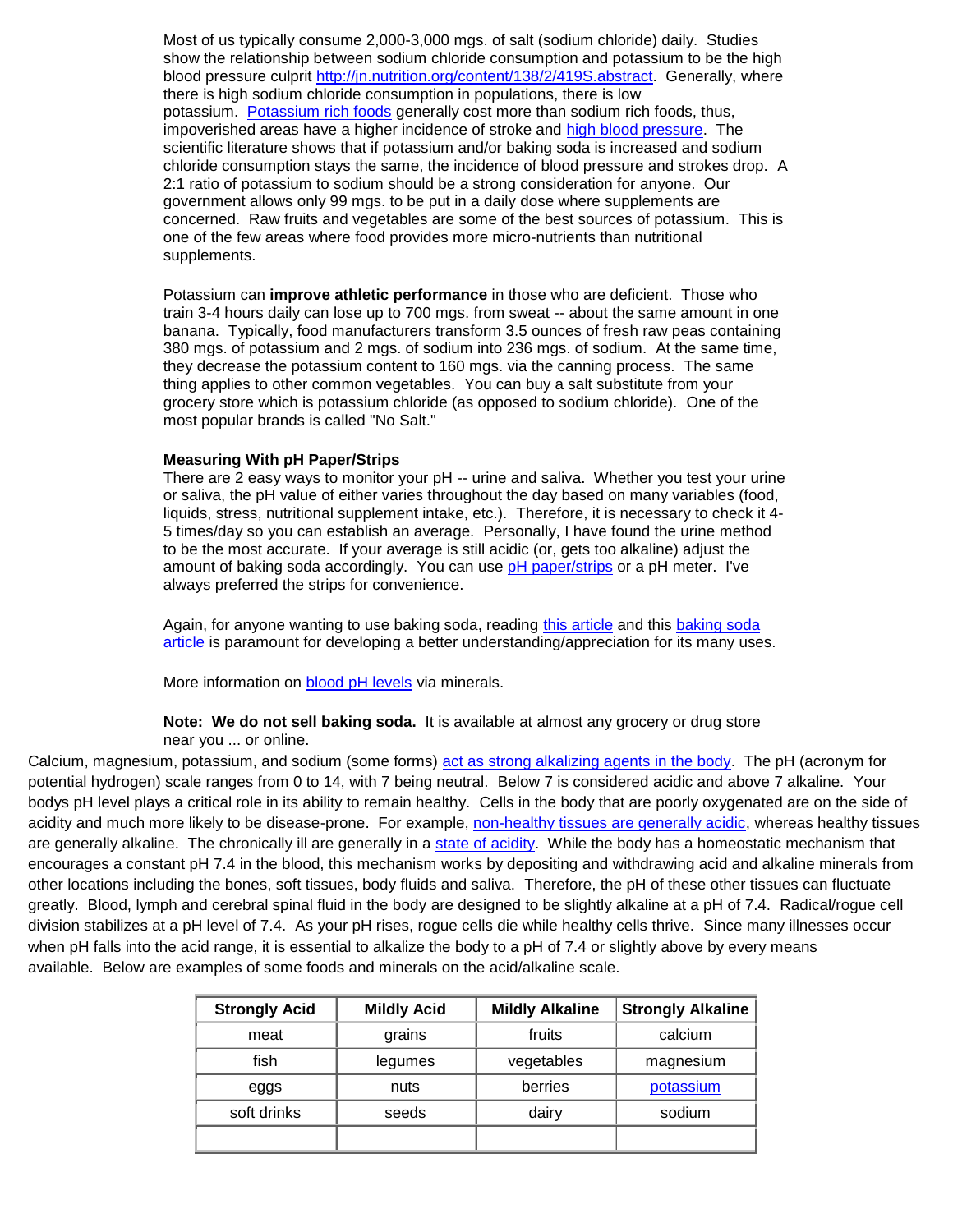Most of us typically consume 2,000-3,000 mgs. of salt (sodium chloride) daily. Studies show the relationship between sodium chloride consumption and potassium to be the high blood pressure culprit http://jn.nutrition.org/content/138/2/419S.abstract. Generally, where there is high sodium chloride consumption in populations, there is low potassium. Potassium rich foods generally cost more than sodium rich foods, thus, impoverished areas have a higher incidence of stroke and high blood pressure. The scientific literature shows that if potassium and/or baking soda is increased and sodium chloride consumption stays the same, the incidence of blood pressure and strokes drop. A 2:1 ratio of potassium to sodium should be a strong consideration for anyone. Our government allows only 99 mgs. to be put in a daily dose where supplements are concerned. Raw fruits and vegetables are some of the best sources of potassium. This is one of the few areas where food provides more micro-nutrients than nutritional supplements.

Potassium can **improve athletic performance** in those who are deficient. Those who train 3-4 hours daily can lose up to 700 mgs. from sweat -- about the same amount in one banana. Typically, food manufacturers transform 3.5 ounces of fresh raw peas containing 380 mgs. of potassium and 2 mgs. of sodium into 236 mgs. of sodium. At the same time, they decrease the potassium content to 160 mgs. via the canning process. The same thing applies to other common vegetables. You can buy a salt substitute from your grocery store which is potassium chloride (as opposed to sodium chloride). One of the most popular brands is called "No Salt."

**Measuring With pH Paper/Strips**

There are 2 easy ways to monitor your pH -- urine and saliva. Whether you test your urine or saliva, the pH value of either varies throughout the day based on many variables (food, liquids, stress, nutritional supplement intake, etc.). Therefore, it is necessary to check it 4-5 times/day so you can establish an average. Personally, I have found the urine method to be the most accurate. If your average is still acidic (or, gets too alkaline) adjust the amount of baking soda accordingly. You can use pH paper/strips or a pH meter. I've always preferred the strips for convenience.

Again, for anyone wanting to use baking soda, reading this article and this baking soda article is paramount for developing a better understanding/appreciation for its many uses.

More information on blood pH levels via minerals.

**Note: We do not sell baking soda.** It is available at almost any grocery or drug store near you ... or online.

Calcium, magnesium, potassium, and sodium (some forms) act as strong alkalizing agents in the body. The pH (acronym for potential hydrogen) scale ranges from 0 to 14, with 7 being neutral. Below 7 is considered acidic and above 7 alkaline. Your bodys pH level plays a critical role in its ability to remain healthy. Cells in the body that are poorly oxygenated are on the side of acidity and much more likely to be disease-prone. For example, non-healthy tissues are generally acidic, whereas healthy tissues are generally alkaline. The chronically ill are generally in a state of acidity. While the body has a homeostatic mechanism that encourages a constant pH 7.4 in the blood, this mechanism works by depositing and withdrawing acid and alkaline minerals from other locations including the bones, soft tissues, body fluids and saliva. Therefore, the pH of these other tissues can fluctuate greatly. Blood, lymph and cerebral spinal fluid in the body are designed to be slightly alkaline at a pH of 7.4. Radical/rogue cell division stabilizes at a pH level of 7.4. As your pH rises, rogue cells die while healthy cells thrive. Since many illnesses occur when pH falls into the acid range, it is essential to alkalize the body to a pH of 7.4 or slightly above by every means available. Below are examples of some foods and minerals on the acid/alkaline scale.

| Strongly Acid | Mildly Acid | Mildly Alkaline | Strongly Alkaline |
|---|---|---|---|
| meat | grains | fruits | calcium |
| fish | legumes | vegetables | magnesium |
| eggs | nuts | berries | potassium |
| soft drinks | seeds | dairy | sodium |
| | | | |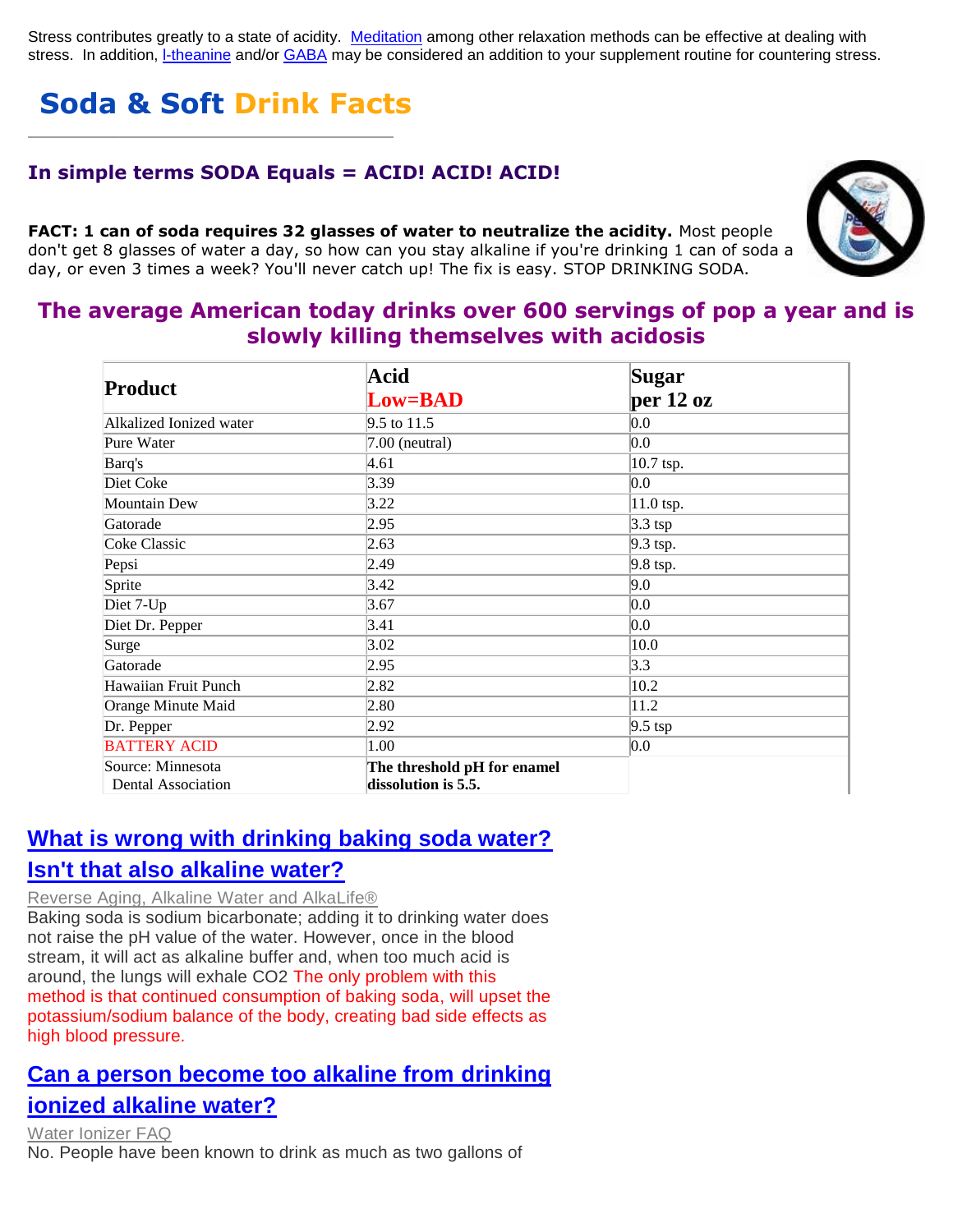Stress contributes greatly to a state of acidity. Meditation among other relaxation methods can be effective at dealing with stress. In addition, l-theanine and/or GABA may be considered an addition to your supplement routine for countering stress.

# Soda & Soft Drink Facts

### In simple terms SODA Equals = ACID! ACID! ACID!

**FACT: 1 can of soda requires 32 glasses of water to neutralize the acidity.** Most people don't get 8 glasses of water a day, so how can you stay alkaline if you're drinking 1 can of soda a day, or even 3 times a week? You'll never catch up! The fix is easy. STOP DRINKING SODA.

### The average American today drinks over 600 servings of pop a year and is slowly killing themselves with acidosis

| Product | Acid Low=BAD | Sugar per 12 oz |
|---|---|---|
| Alkalized Ionized water | 9.5 to 11.5 | 0.0 |
| Pure Water | 7.00 (neutral) | 0.0 |
| Barq's | 4.61 | 10.7 tsp. |
| Diet Coke | 3.39 | 0.0 |
| Mountain Dew | 3.22 | 11.0 tsp. |
| Gatorade | 2.95 | 3.3 tsp |
| Coke Classic | 2.63 | 9.3 tsp. |
| Pepsi | 2.49 | 9.8 tsp. |
| Sprite | 3.42 | 9.0 |
| Diet 7-Up | 3.67 | 0.0 |
| Diet Dr. Pepper | 3.41 | 0.0 |
| Surge | 3.02 | 10.0 |
| Gatorade | 2.95 | 3.3 |
| Hawaiian Fruit Punch | 2.82 | 10.2 |
| Orange Minute Maid | 2.80 | 11.2 |
| Dr. Pepper | 2.92 | 9.5 tsp |
| BATTERY ACID | 1.00 | 0.0 |
| Source: Minnesota Dental Association | **The threshold pH for enamel dissolution is 5.5.** | |

## What is wrong with drinking baking soda water? Isn't that also alkaline water?

Reverse Aging, Alkaline Water and AlkaLife®

Baking soda is sodium bicarbonate; adding it to drinking water does not raise the pH value of the water. However, once in the blood stream, it will act as alkaline buffer and, when too much acid is around, the lungs will exhale CO2 The only problem with this method is that continued consumption of baking soda, will upset the potassium/sodium balance of the body, creating bad side effects as high blood pressure.

## Can a person become too alkaline from drinking ionized alkaline water?

Water Ionizer FAQ

No. People have been known to drink as much as two gallons of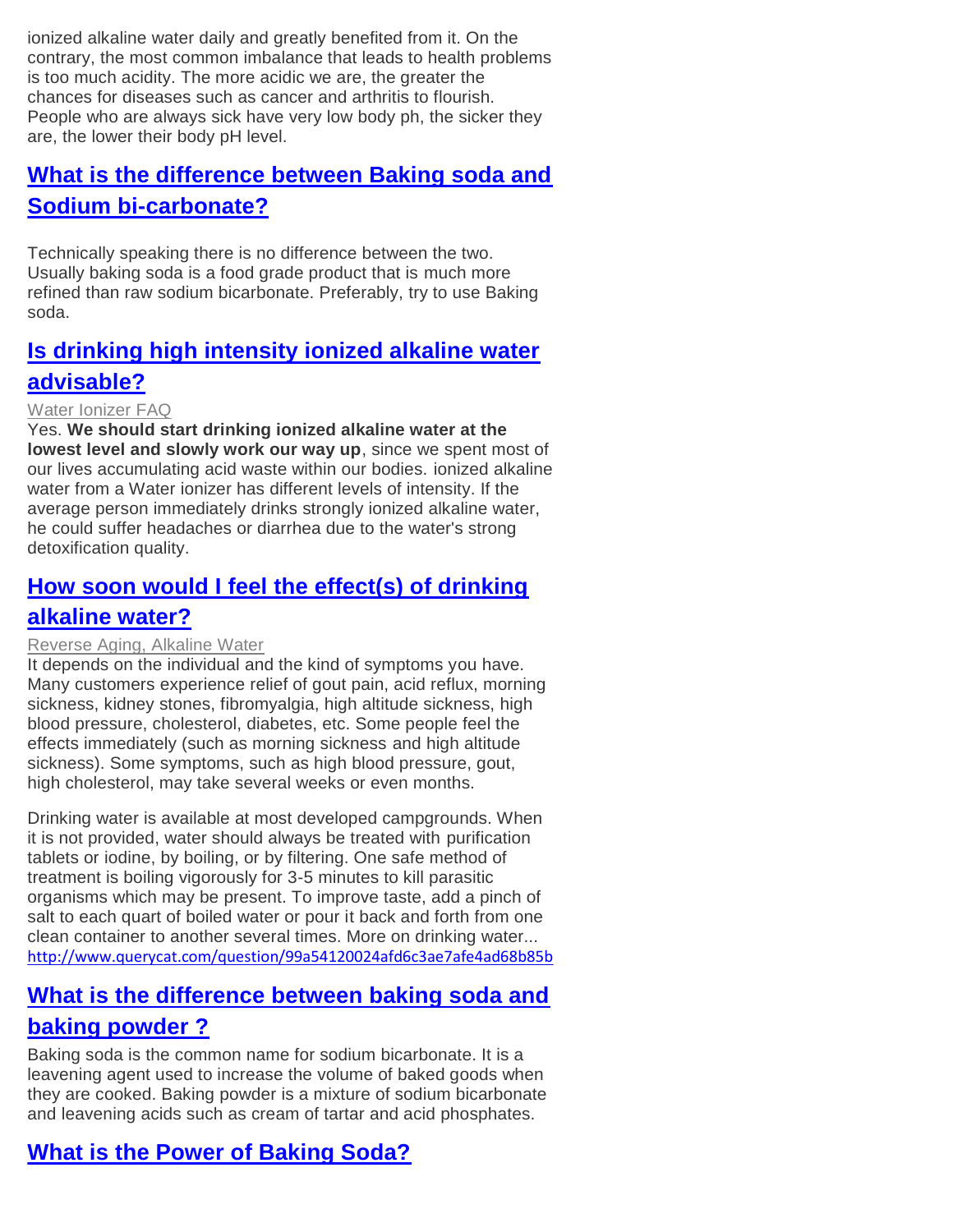ionized alkaline water daily and greatly benefited from it. On the contrary, the most common imbalance that leads to health problems is too much acidity. The more acidic we are, the greater the chances for diseases such as cancer and arthritis to flourish. People who are always sick have very low body ph, the sicker they are, the lower their body pH level.

## What is the difference between Baking soda and Sodium bi-carbonate?

Technically speaking there is no difference between the two. Usually baking soda is a food grade product that is much more refined than raw sodium bicarbonate. Preferably, try to use Baking soda.

## Is drinking high intensity ionized alkaline water advisable?

Water Ionizer FAQ

Yes. **We should start drinking ionized alkaline water at the lowest level and slowly work our way up**, since we spent most of our lives accumulating acid waste within our bodies. ionized alkaline water from a Water ionizer has different levels of intensity. If the average person immediately drinks strongly ionized alkaline water, he could suffer headaches or diarrhea due to the water's strong detoxification quality.

## How soon would I feel the effect(s) of drinking alkaline water?

Reverse Aging, Alkaline Water

It depends on the individual and the kind of symptoms you have. Many customers experience relief of gout pain, acid reflux, morning sickness, kidney stones, fibromyalgia, high altitude sickness, high blood pressure, cholesterol, diabetes, etc. Some people feel the effects immediately (such as morning sickness and high altitude sickness). Some symptoms, such as high blood pressure, gout, high cholesterol, may take several weeks or even months.

Drinking water is available at most developed campgrounds. When it is not provided, water should always be treated with purification tablets or iodine, by boiling, or by filtering. One safe method of treatment is boiling vigorously for 3-5 minutes to kill parasitic organisms which may be present. To improve taste, add a pinch of salt to each quart of boiled water or pour it back and forth from one clean container to another several times. More on drinking water...
http://www.querycat.com/question/99a54120024afd6c3ae7afe4ad68b85b

## What is the difference between baking soda and baking powder ?

Baking soda is the common name for sodium bicarbonate. It is a leavening agent used to increase the volume of baked goods when they are cooked. Baking powder is a mixture of sodium bicarbonate and leavening acids such as cream of tartar and acid phosphates.

## What is the Power of Baking Soda?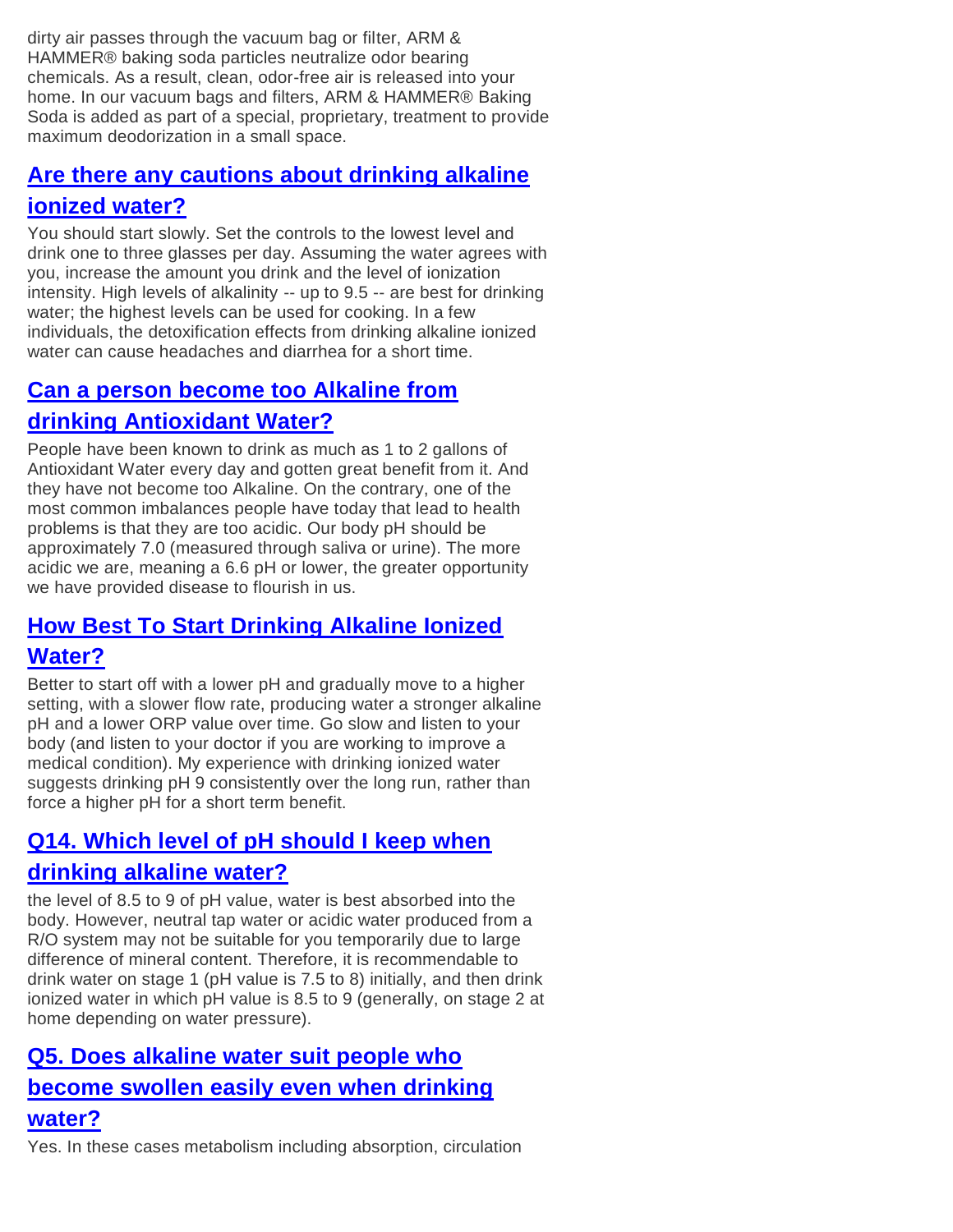dirty air passes through the vacuum bag or filter, ARM & HAMMER® baking soda particles neutralize odor bearing chemicals. As a result, clean, odor-free air is released into your home. In our vacuum bags and filters, ARM & HAMMER® Baking Soda is added as part of a special, proprietary, treatment to provide maximum deodorization in a small space.

## Are there any cautions about drinking alkaline ionized water?

You should start slowly. Set the controls to the lowest level and drink one to three glasses per day. Assuming the water agrees with you, increase the amount you drink and the level of ionization intensity. High levels of alkalinity -- up to 9.5 -- are best for drinking water; the highest levels can be used for cooking. In a few individuals, the detoxification effects from drinking alkaline ionized water can cause headaches and diarrhea for a short time.

## Can a person become too Alkaline from drinking Antioxidant Water?

People have been known to drink as much as 1 to 2 gallons of Antioxidant Water every day and gotten great benefit from it. And they have not become too Alkaline. On the contrary, one of the most common imbalances people have today that lead to health problems is that they are too acidic. Our body pH should be approximately 7.0 (measured through saliva or urine). The more acidic we are, meaning a 6.6 pH or lower, the greater opportunity we have provided disease to flourish in us.

## How Best To Start Drinking Alkaline Ionized Water?

Better to start off with a lower pH and gradually move to a higher setting, with a slower flow rate, producing water a stronger alkaline pH and a lower ORP value over time. Go slow and listen to your body (and listen to your doctor if you are working to improve a medical condition). My experience with drinking ionized water suggests drinking pH 9 consistently over the long run, rather than force a higher pH for a short term benefit.

## Q14. Which level of pH should I keep when drinking alkaline water?

the level of 8.5 to 9 of pH value, water is best absorbed into the body. However, neutral tap water or acidic water produced from a R/O system may not be suitable for you temporarily due to large difference of mineral content. Therefore, it is recommendable to drink water on stage 1 (pH value is 7.5 to 8) initially, and then drink ionized water in which pH value is 8.5 to 9 (generally, on stage 2 at home depending on water pressure).

## Q5. Does alkaline water suit people who become swollen easily even when drinking water?

Yes. In these cases metabolism including absorption, circulation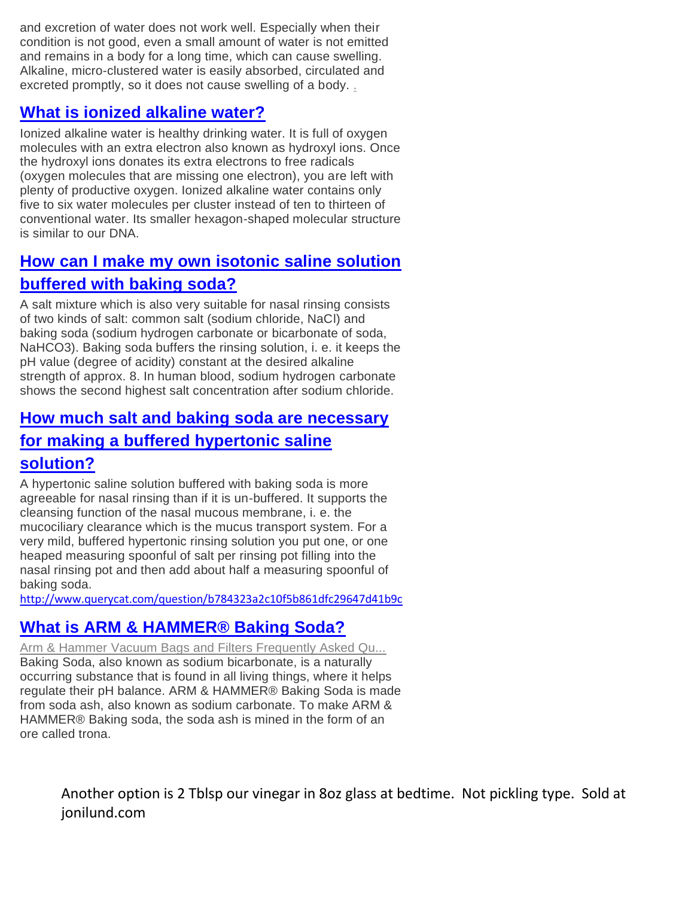and excretion of water does not work well. Especially when their condition is not good, even a small amount of water is not emitted and remains in a body for a long time, which can cause swelling. Alkaline, micro-clustered water is easily absorbed, circulated and excreted promptly, so it does not cause swelling of a body. .

## What is ionized alkaline water?

Ionized alkaline water is healthy drinking water. It is full of oxygen molecules with an extra electron also known as hydroxyl ions. Once the hydroxyl ions donates its extra electrons to free radicals (oxygen molecules that are missing one electron), you are left with plenty of productive oxygen. Ionized alkaline water contains only five to six water molecules per cluster instead of ten to thirteen of conventional water. Its smaller hexagon-shaped molecular structure is similar to our DNA.

## How can I make my own isotonic saline solution buffered with baking soda?

A salt mixture which is also very suitable for nasal rinsing consists of two kinds of salt: common salt (sodium chloride, NaCl) and baking soda (sodium hydrogen carbonate or bicarbonate of soda, $NaHCO_3$). Baking soda buffers the rinsing solution, i. e. it keeps the pH value (degree of acidity) constant at the desired alkaline strength of approx. 8. In human blood, sodium hydrogen carbonate shows the second highest salt concentration after sodium chloride.

## How much salt and baking soda are necessary for making a buffered hypertonic saline solution?

A hypertonic saline solution buffered with baking soda is more agreeable for nasal rinsing than if it is un-buffered. It supports the cleansing function of the nasal mucous membrane, i. e. the mucociliary clearance which is the mucus transport system. For a very mild, buffered hypertonic rinsing solution you put one, or one heaped measuring spoonful of salt per rinsing pot filling into the nasal rinsing pot and then add about half a measuring spoonful of baking soda.

http://www.querycat.com/question/b784323a2c10f5b861dfc29647d41b9c

## What is ARM & HAMMER® Baking Soda?

Arm & Hammer Vacuum Bags and Filters Frequently Asked Qu...

Baking Soda, also known as sodium bicarbonate, is a naturally occurring substance that is found in all living things, where it helps regulate their pH balance. ARM & HAMMER® Baking Soda is made from soda ash, also known as sodium carbonate. To make ARM & HAMMER® Baking soda, the soda ash is mined in the form of an ore called trona.

Another option is 2 Tblsp our vinegar in 8oz glass at bedtime. Not pickling type. Sold at jonilund.com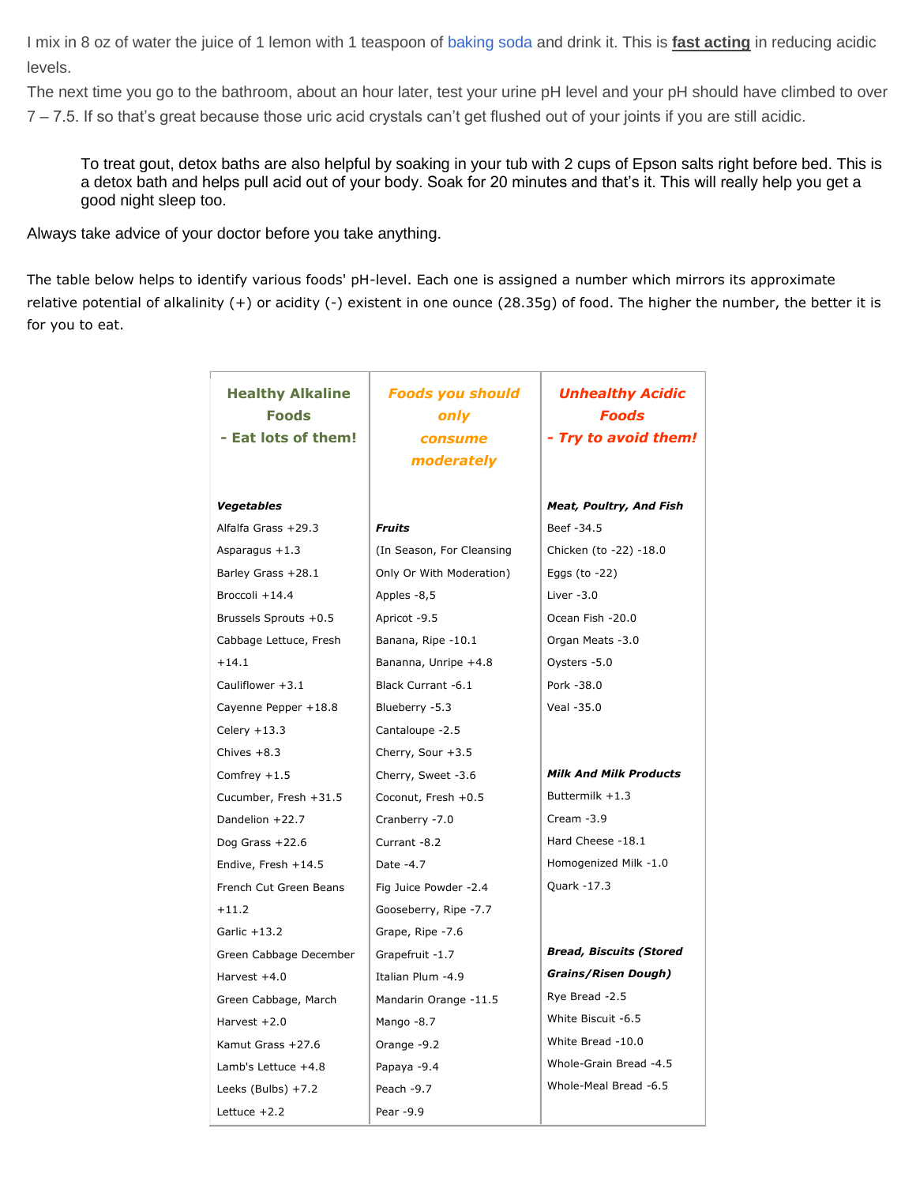I mix in 8 oz of water the juice of 1 lemon with 1 teaspoon of baking soda and drink it. This is **fast acting** in reducing acidic levels.

The next time you go to the bathroom, about an hour later, test your urine pH level and your pH should have climbed to over 7 – 7.5. If so that's great because those uric acid crystals can't get flushed out of your joints if you are still acidic.

> To treat gout, detox baths are also helpful by soaking in your tub with 2 cups of Epson salts right before bed. This is a detox bath and helps pull acid out of your body. Soak for 20 minutes and that's it. This will really help you get a good night sleep too.

Always take advice of your doctor before you take anything.

The table below helps to identify various foods' pH-level. Each one is assigned a number which mirrors its approximate relative potential of alkalinity (+) or acidity (-) existent in one ounce (28.35g) of food. The higher the number, the better it is for you to eat.

| **Healthy Alkaline Foods - Eat lots of them!** | ***Foods you should only consume moderately*** | ***Unhealthy Acidic Foods - Try to avoid them!*** |
|---|---|---|
| ***Vegetables*** | | ***Meat, Poultry, And Fish*** |
| Alfalfa Grass +29.3 | ***Fruits*** | Beef -34.5 |
| Asparagus +1.3 | (In Season, For Cleansing Only Or With Moderation) | Chicken (to -22) -18.0 |
| Barley Grass +28.1 | Apples -8,5 | Eggs (to -22) |
| Broccoli +14.4 | Apricot -9.5 | Liver -3.0 |
| Brussels Sprouts +0.5 | Banana, Ripe -10.1 | Ocean Fish -20.0 |
| Cabbage Lettuce, Fresh +14.1 | Bananna, Unripe +4.8 | Organ Meats -3.0 |
| Cauliflower +3.1 | Black Currant -6.1 | Oysters -5.0 |
| Cayenne Pepper +18.8 | Blueberry -5.3 | Pork -38.0 |
| Celery +13.3 | Cantaloupe -2.5 | Veal -35.0 |
| Chives +8.3 | Cherry, Sour +3.5 | |
| Comfrey +1.5 | Cherry, Sweet -3.6 | ***Milk And Milk Products*** |
| Cucumber, Fresh +31.5 | Coconut, Fresh +0.5 | Buttermilk +1.3 |
| Dandelion +22.7 | Cranberry -7.0 | Cream -3.9 |
| Dog Grass +22.6 | Currant -8.2 | Hard Cheese -18.1 |
| Endive, Fresh +14.5 | Date -4.7 | Homogenized Milk -1.0 |
| French Cut Green Beans +11.2 | Fig Juice Powder -2.4 | Quark -17.3 |
| Garlic +13.2 | Gooseberry, Ripe -7.7 | |
| Green Cabbage December Harvest +4.0 | Grape, Ripe -7.6 | ***Bread, Biscuits (Stored Grains/Risen Dough)*** |
| Green Cabbage, March Harvest +2.0 | Grapefruit -1.7 | Rye Bread -2.5 |
| Kamut Grass +27.6 | Italian Plum -4.9 | White Biscuit -6.5 |
| Lamb's Lettuce +4.8 | Mandarin Orange -11.5 | White Bread -10.0 |
| Leeks (Bulbs) +7.2 | Mango -8.7 | Whole-Grain Bread -4.5 |
| Lettuce +2.2 | Orange -9.2 | Whole-Meal Bread -6.5 |
| | Papaya -9.4 | |
| | Peach -9.7 | |
| | Pear -9.9 | |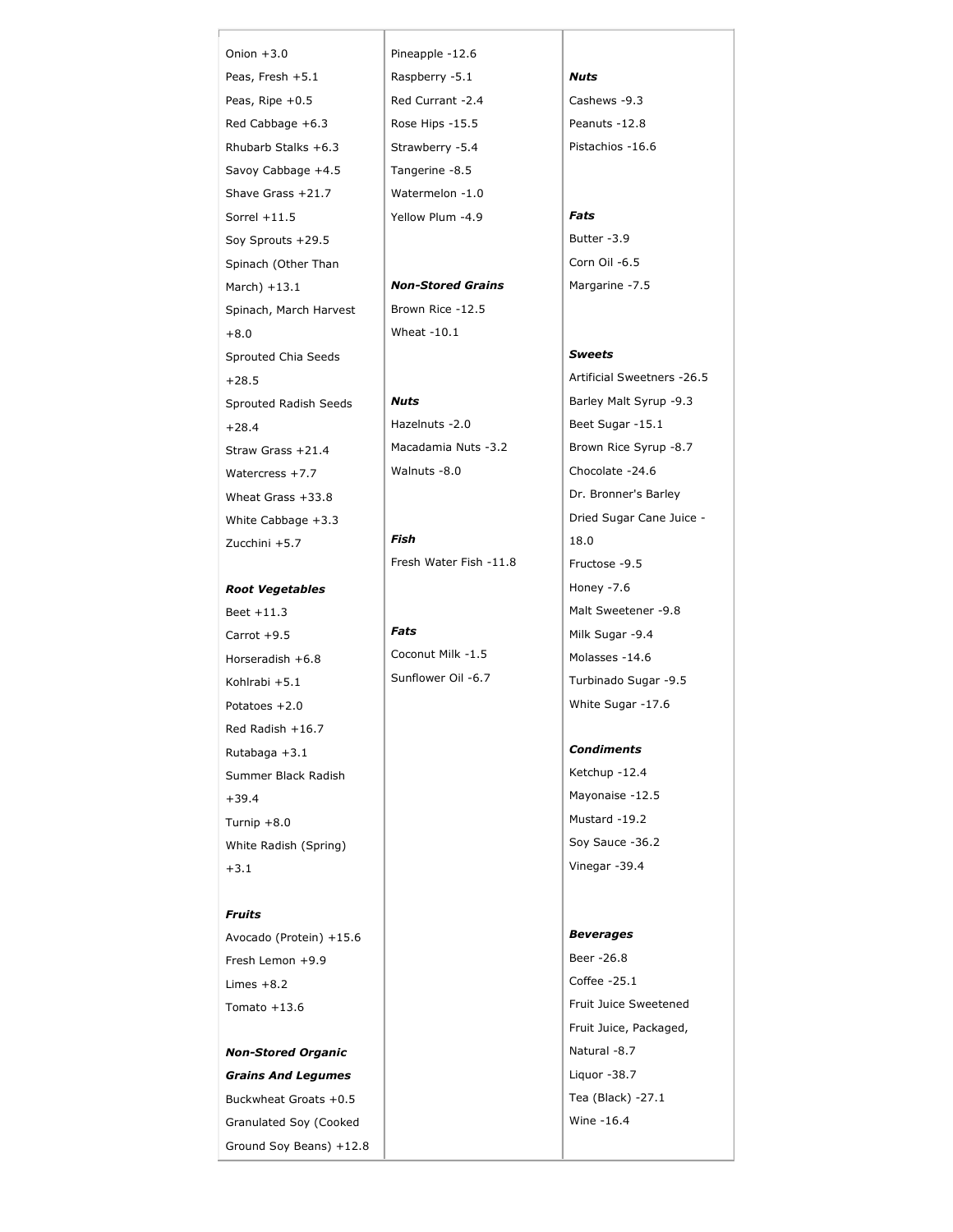Onion +3.0

Peas, Fresh +5.1

Peas, Ripe +0.5

Red Cabbage +6.3

Rhubarb Stalks +6.3

Savoy Cabbage +4.5

Shave Grass +21.7

Sorrel +11.5

Soy Sprouts +29.5

Spinach (Other Than March) +13.1

Spinach, March Harvest +8.0

Sprouted Chia Seeds +28.5

Sprouted Radish Seeds +28.4

Straw Grass +21.4

Watercress +7.7

Wheat Grass +33.8

White Cabbage +3.3

Zucchini +5.7

***Root Vegetables***

Beet +11.3

Carrot +9.5

Horseradish +6.8

Kohlrabi +5.1

Potatoes +2.0

Red Radish +16.7

Rutabaga +3.1

Summer Black Radish +39.4

Turnip +8.0

White Radish (Spring) +3.1

***Fruits***

Avocado (Protein) +15.6

Fresh Lemon +9.9

Limes +8.2

Tomato +13.6

***Non-Stored Organic Grains And Legumes***

Buckwheat Groats +0.5

Granulated Soy (Cooked Ground Soy Beans) +12.8

Pineapple -12.6

Raspberry -5.1

Red Currant -2.4

Rose Hips -15.5

Strawberry -5.4

Tangerine -8.5

Watermelon -1.0

Yellow Plum -4.9

***Non-Stored Grains***

Brown Rice -12.5

Wheat -10.1

***Nuts***

Hazelnuts -2.0

Macadamia Nuts -3.2

Walnuts -8.0

***Fish***

Fresh Water Fish -11.8

***Fats***

Coconut Milk -1.5

Sunflower Oil -6.7

***Nuts***

Cashews -9.3

Peanuts -12.8

Pistachios -16.6

***Fats***

Butter -3.9

Corn Oil -6.5

Margarine -7.5

***Sweets***

Artificial Sweetners -26.5

Barley Malt Syrup -9.3

Beet Sugar -15.1

Brown Rice Syrup -8.7

Chocolate -24.6

Dr. Bronner's Barley Dried Sugar Cane Juice -18.0

Fructose -9.5

Honey -7.6

Malt Sweetener -9.8

Milk Sugar -9.4

Molasses -14.6

Turbinado Sugar -9.5

White Sugar -17.6

***Condiments***

Ketchup -12.4

Mayonaise -12.5

Mustard -19.2

Soy Sauce -36.2

Vinegar -39.4

***Beverages***

Beer -26.8

Coffee -25.1

Fruit Juice Sweetened

Fruit Juice, Packaged, Natural -8.7

Liquor -38.7

Tea (Black) -27.1

Wine -16.4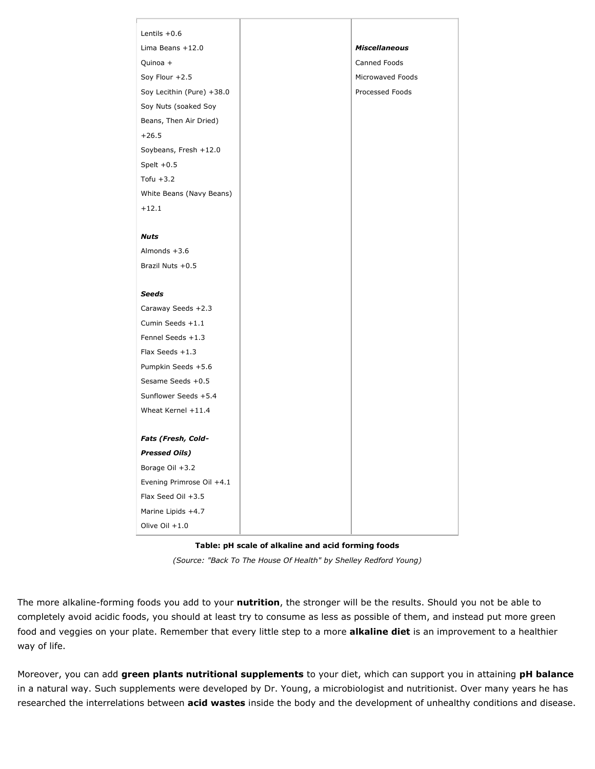| | | |
|---|---|---|
| Lentils +0.6<br>Lima Beans +12.0<br>Quinoa +<br>Soy Flour +2.5<br>Soy Lecithin (Pure) +38.0<br>Soy Nuts (soaked Soy Beans, Then Air Dried) +26.5<br>Soybeans, Fresh +12.0<br>Spelt +0.5<br>Tofu +3.2<br>White Beans (Navy Beans) +12.1<br><br>***Nuts***<br>Almonds +3.6<br>Brazil Nuts +0.5<br><br>***Seeds***<br>Caraway Seeds +2.3<br>Cumin Seeds +1.1<br>Fennel Seeds +1.3<br>Flax Seeds +1.3<br>Pumpkin Seeds +5.6<br>Sesame Seeds +0.5<br>Sunflower Seeds +5.4<br>Wheat Kernel +11.4<br><br>***Fats (Fresh, Cold-Pressed Oils)***<br>Borage Oil +3.2<br>Evening Primrose Oil +4.1<br>Flax Seed Oil +3.5<br>Marine Lipids +4.7<br>Olive Oil +1.0 | | ***Miscellaneous***<br>Canned Foods<br>Microwaved Foods<br>Processed Foods |

**Table: pH scale of alkaline and acid forming foods**

*(Source: "Back To The House Of Health" by Shelley Redford Young)*

The more alkaline-forming foods you add to your **nutrition**, the stronger will be the results. Should you not be able to completely avoid acidic foods, you should at least try to consume as less as possible of them, and instead put more green food and veggies on your plate. Remember that every little step to a more **alkaline diet** is an improvement to a healthier way of life.

Moreover, you can add **green plants nutritional supplements** to your diet, which can support you in attaining **pH balance** in a natural way. Such supplements were developed by Dr. Young, a microbiologist and nutritionist. Over many years he has researched the interrelations between **acid wastes** inside the body and the development of unhealthy conditions and disease.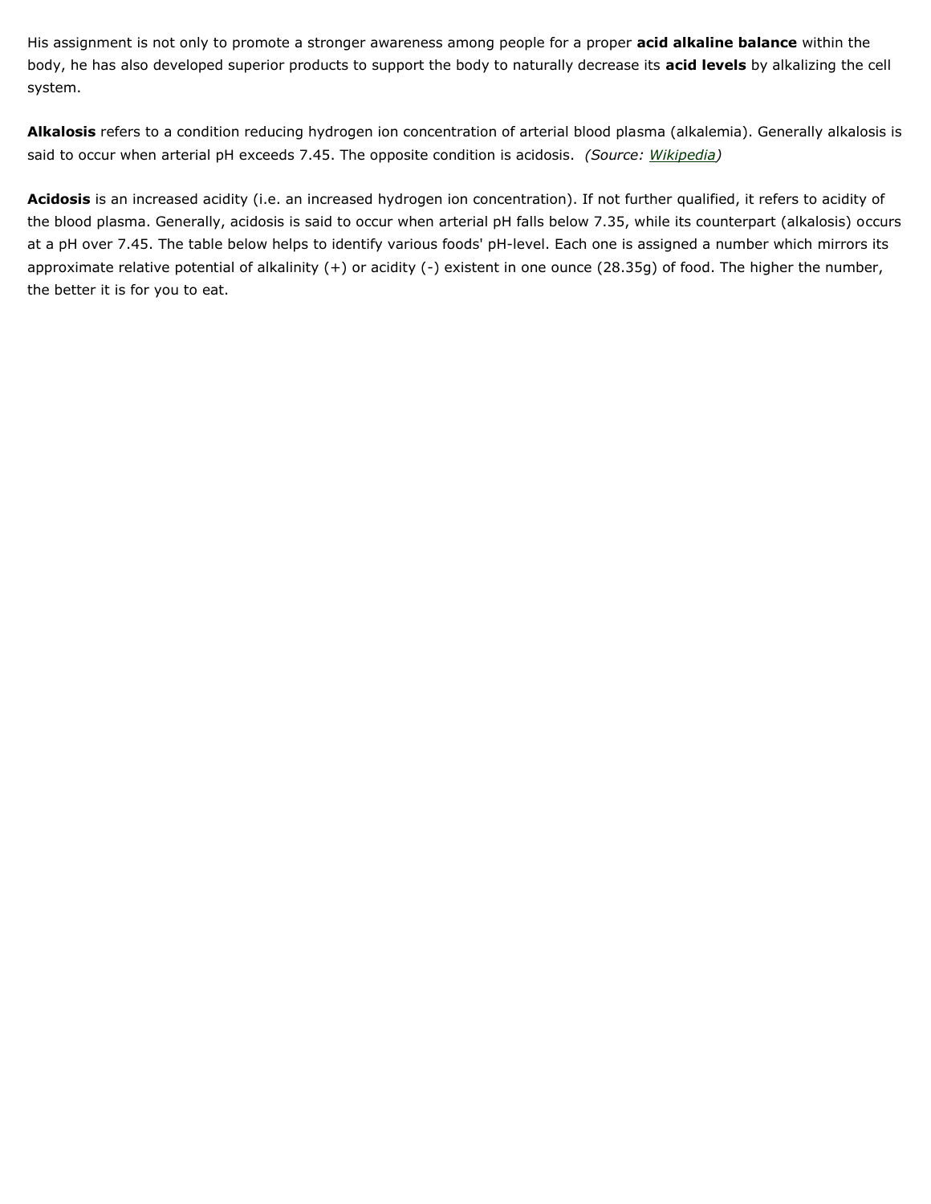His assignment is not only to promote a stronger awareness among people for a proper **acid alkaline balance** within the body, he has also developed superior products to support the body to naturally decrease its **acid levels** by alkalizing the cell system.

**Alkalosis** refers to a condition reducing hydrogen ion concentration of arterial blood plasma (alkalemia). Generally alkalosis is said to occur when arterial pH exceeds 7.45. The opposite condition is acidosis. *(Source: Wikipedia)*

**Acidosis** is an increased acidity (i.e. an increased hydrogen ion concentration). If not further qualified, it refers to acidity of the blood plasma. Generally, acidosis is said to occur when arterial pH falls below 7.35, while its counterpart (alkalosis) occurs at a pH over 7.45. The table below helps to identify various foods' pH-level. Each one is assigned a number which mirrors its approximate relative potential of alkalinity (+) or acidity (-) existent in one ounce (28.35g) of food. The higher the number, the better it is for you to eat.